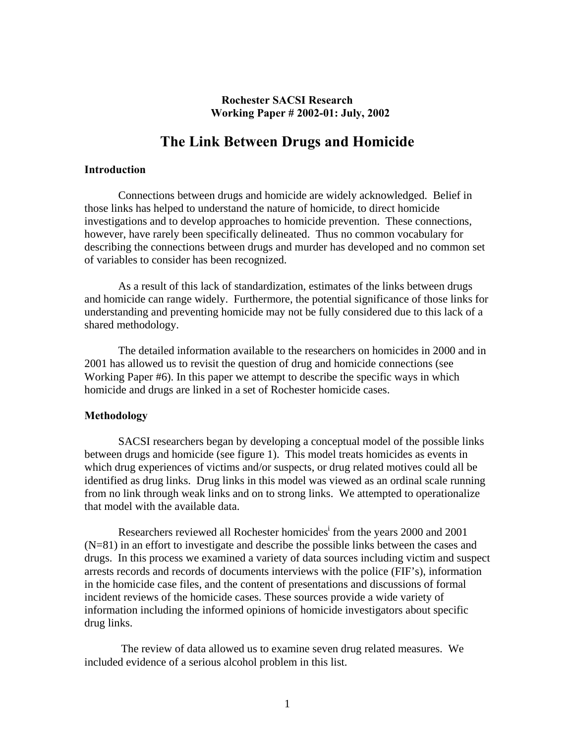**Rochester SACSI Research**
**Working Paper # 2002-01: July, 2002**

# The Link Between Drugs and Homicide

## Introduction

Connections between drugs and homicide are widely acknowledged. Belief in those links has helped to understand the nature of homicide, to direct homicide investigations and to develop approaches to homicide prevention. These connections, however, have rarely been specifically delineated. Thus no common vocabulary for describing the connections between drugs and murder has developed and no common set of variables to consider has been recognized.

As a result of this lack of standardization, estimates of the links between drugs and homicide can range widely. Furthermore, the potential significance of those links for understanding and preventing homicide may not be fully considered due to this lack of a shared methodology.

The detailed information available to the researchers on homicides in 2000 and in 2001 has allowed us to revisit the question of drug and homicide connections (see Working Paper #6). In this paper we attempt to describe the specific ways in which homicide and drugs are linked in a set of Rochester homicide cases.

## Methodology

SACSI researchers began by developing a conceptual model of the possible links between drugs and homicide (see figure 1). This model treats homicides as events in which drug experiences of victims and/or suspects, or drug related motives could all be identified as drug links. Drug links in this model was viewed as an ordinal scale running from no link through weak links and on to strong links. We attempted to operationalize that model with the available data.

Researchers reviewed all Rochester homicides[i] from the years 2000 and 2001 (N=81) in an effort to investigate and describe the possible links between the cases and drugs. In this process we examined a variety of data sources including victim and suspect arrests records and records of documents interviews with the police (FIF's), information in the homicide case files, and the content of presentations and discussions of formal incident reviews of the homicide cases. These sources provide a wide variety of information including the informed opinions of homicide investigators about specific drug links.

The review of data allowed us to examine seven drug related measures. We included evidence of a serious alcohol problem in this list.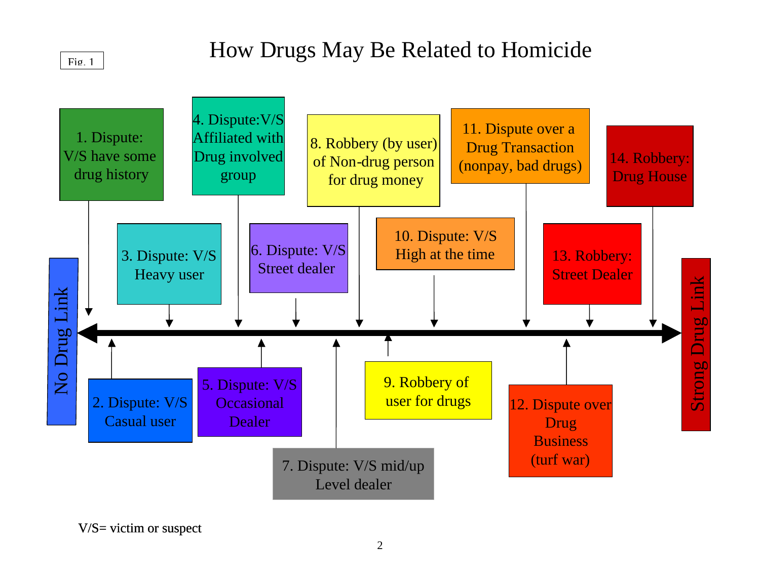Fig. 1

# How Drugs May Be Related to Homicide

No Drug Link ⟷ Strong Drug Link

1. Dispute: V/S have some drug history
2. Dispute: V/S Casual user
3. Dispute: V/S Heavy user
4. Dispute: V/S Affiliated with Drug involved group
5. Dispute: V/S Occasional Dealer
6. Dispute: V/S Street dealer
7. Dispute: V/S mid/up Level dealer
8. Robbery (by user) of Non-drug person for drug money
9. Robbery of user for drugs
10. Dispute: V/S High at the time
11. Dispute over a Drug Transaction (nonpay, bad drugs)
12. Dispute over Drug Business (turf war)
13. Robbery: Street Dealer
14. Robbery: Drug House

V/S= victim or suspect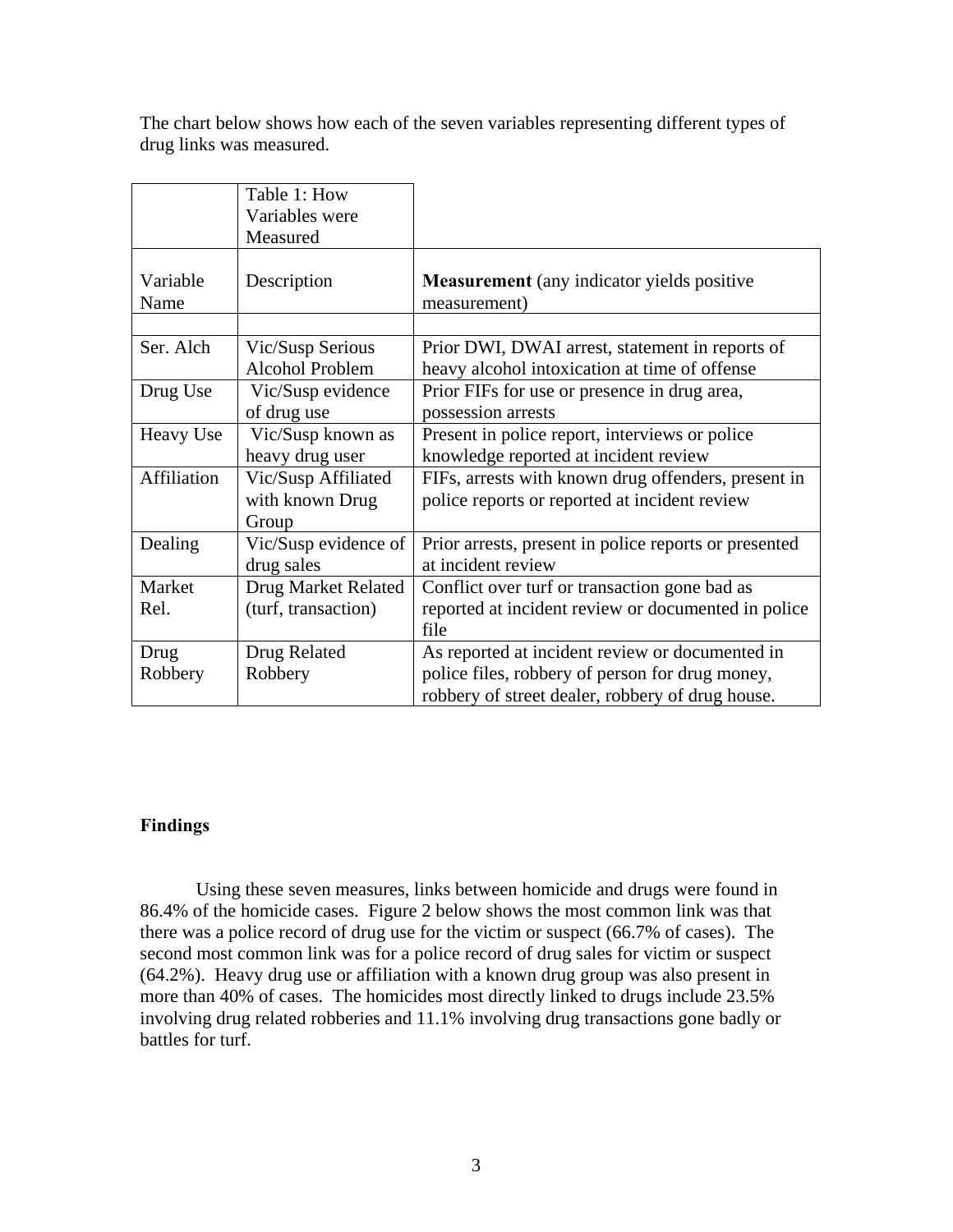The chart below shows how each of the seven variables representing different types of drug links was measured.

Table 1: How Variables were Measured

| Variable Name | Description | **Measurement** (any indicator yields positive measurement) |
|---|---|---|
| | | |
| Ser. Alch | Vic/Susp Serious Alcohol Problem | Prior DWI, DWAI arrest, statement in reports of heavy alcohol intoxication at time of offense |
| Drug Use | Vic/Susp evidence of drug use | Prior FIFs for use or presence in drug area, possession arrests |
| Heavy Use | Vic/Susp known as heavy drug user | Present in police report, interviews or police knowledge reported at incident review |
| Affiliation | Vic/Susp Affiliated with known Drug Group | FIFs, arrests with known drug offenders, present in police reports or reported at incident review |
| Dealing | Vic/Susp evidence of drug sales | Prior arrests, present in police reports or presented at incident review |
| Market Rel. | Drug Market Related (turf, transaction) | Conflict over turf or transaction gone bad as reported at incident review or documented in police file |
| Drug Robbery | Drug Related Robbery | As reported at incident review or documented in police files, robbery of person for drug money, robbery of street dealer, robbery of drug house. |

**Findings**

Using these seven measures, links between homicide and drugs were found in 86.4% of the homicide cases. Figure 2 below shows the most common link was that there was a police record of drug use for the victim or suspect (66.7% of cases). The second most common link was for a police record of drug sales for victim or suspect (64.2%). Heavy drug use or affiliation with a known drug group was also present in more than 40% of cases. The homicides most directly linked to drugs include 23.5% involving drug related robberies and 11.1% involving drug transactions gone badly or battles for turf.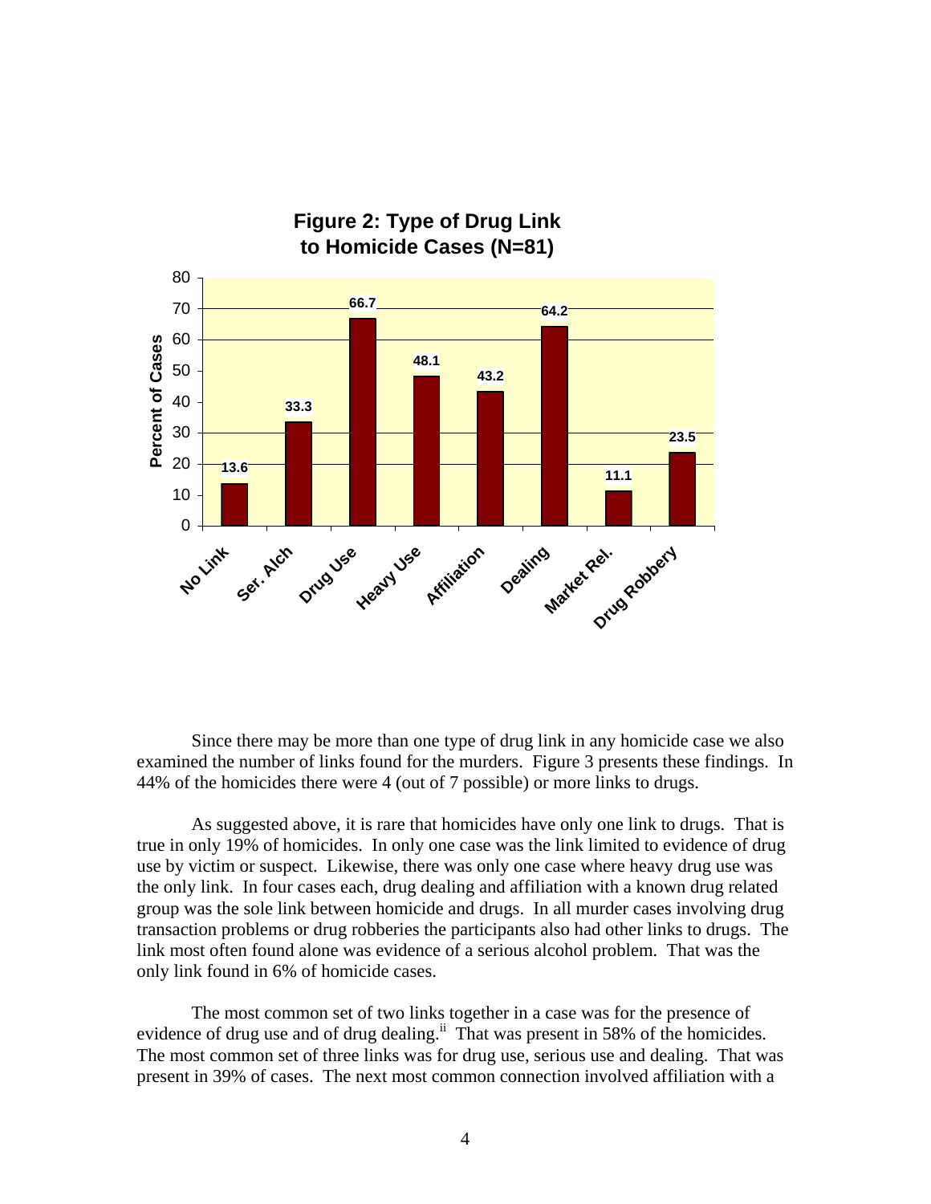**Figure 2: Type of Drug Link to Homicide Cases (N=81)**

| Type of Drug Link | Percent of Cases |
|---|---|
| No Link | 13.6 |
| Ser. Alch | 33.3 |
| Drug Use | 66.7 |
| Heavy Use | 48.1 |
| Affiliation | 43.2 |
| Dealing | 64.2 |
| Market Rel. | 11.1 |
| Drug Robbery | 23.5 |

Since there may be more than one type of drug link in any homicide case we also examined the number of links found for the murders. Figure 3 presents these findings. In 44% of the homicides there were 4 (out of 7 possible) or more links to drugs.

As suggested above, it is rare that homicides have only one link to drugs. That is true in only 19% of homicides. In only one case was the link limited to evidence of drug use by victim or suspect. Likewise, there was only one case where heavy drug use was the only link. In four cases each, drug dealing and affiliation with a known drug related group was the sole link between homicide and drugs. In all murder cases involving drug transaction problems or drug robberies the participants also had other links to drugs. The link most often found alone was evidence of a serious alcohol problem. That was the only link found in 6% of homicide cases.

The most common set of two links together in a case was for the presence of evidence of drug use and of drug dealing.[ii] That was present in 58% of the homicides. The most common set of three links was for drug use, serious use and dealing. That was present in 39% of cases. The next most common connection involved affiliation with a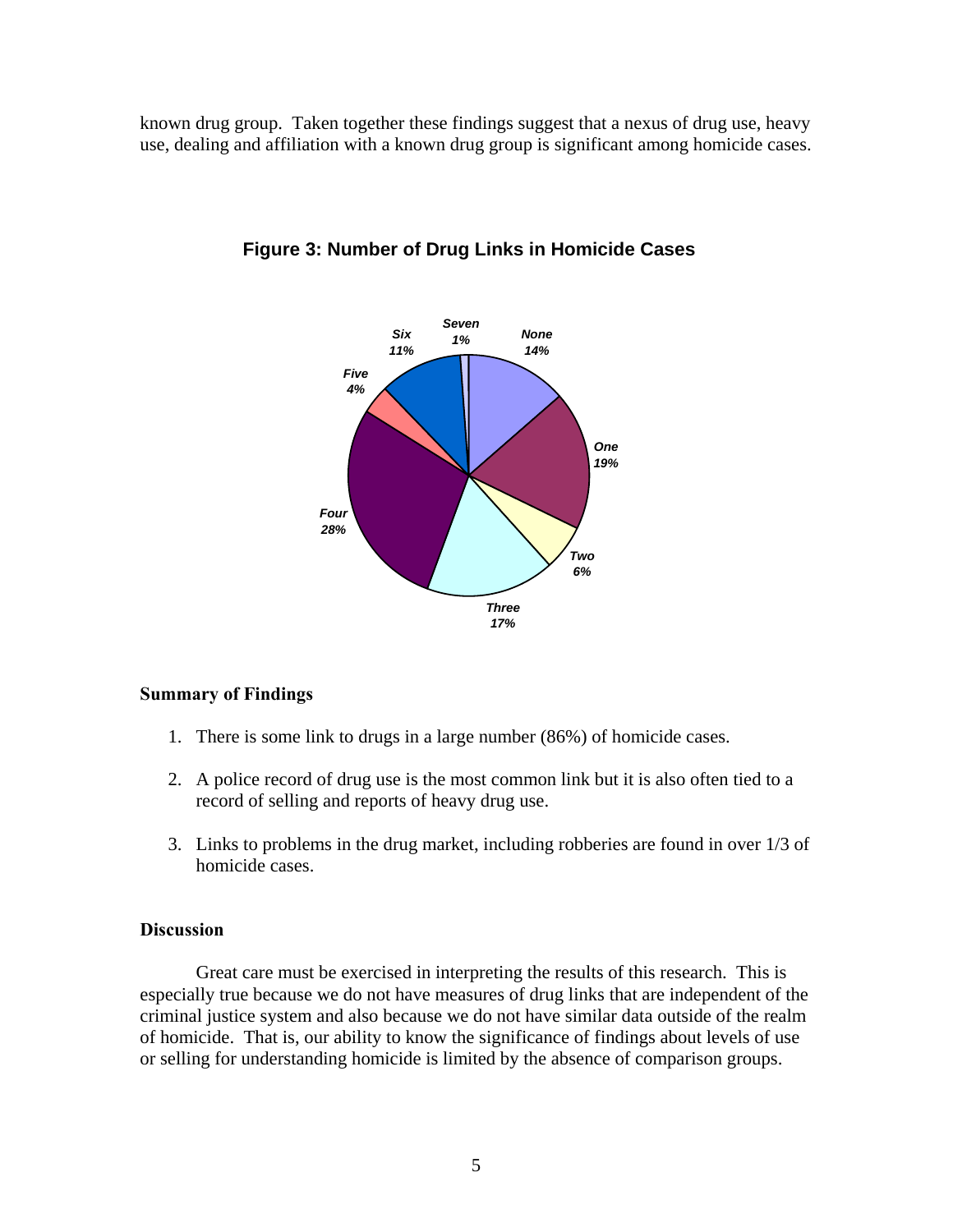known drug group. Taken together these findings suggest that a nexus of drug use, heavy use, dealing and affiliation with a known drug group is significant among homicide cases.

**Figure 3: Number of Drug Links in Homicide Cases**

None 14%, One 19%, Two 6%, Three 17%, Four 28%, Five 4%, Six 11%, Seven 1%

### Summary of Findings

1. There is some link to drugs in a large number (86%) of homicide cases.

2. A police record of drug use is the most common link but it is also often tied to a record of selling and reports of heavy drug use.

3. Links to problems in the drug market, including robberies are found in over 1/3 of homicide cases.

### Discussion

Great care must be exercised in interpreting the results of this research. This is especially true because we do not have measures of drug links that are independent of the criminal justice system and also because we do not have similar data outside of the realm of homicide. That is, our ability to know the significance of findings about levels of use or selling for understanding homicide is limited by the absence of comparison groups.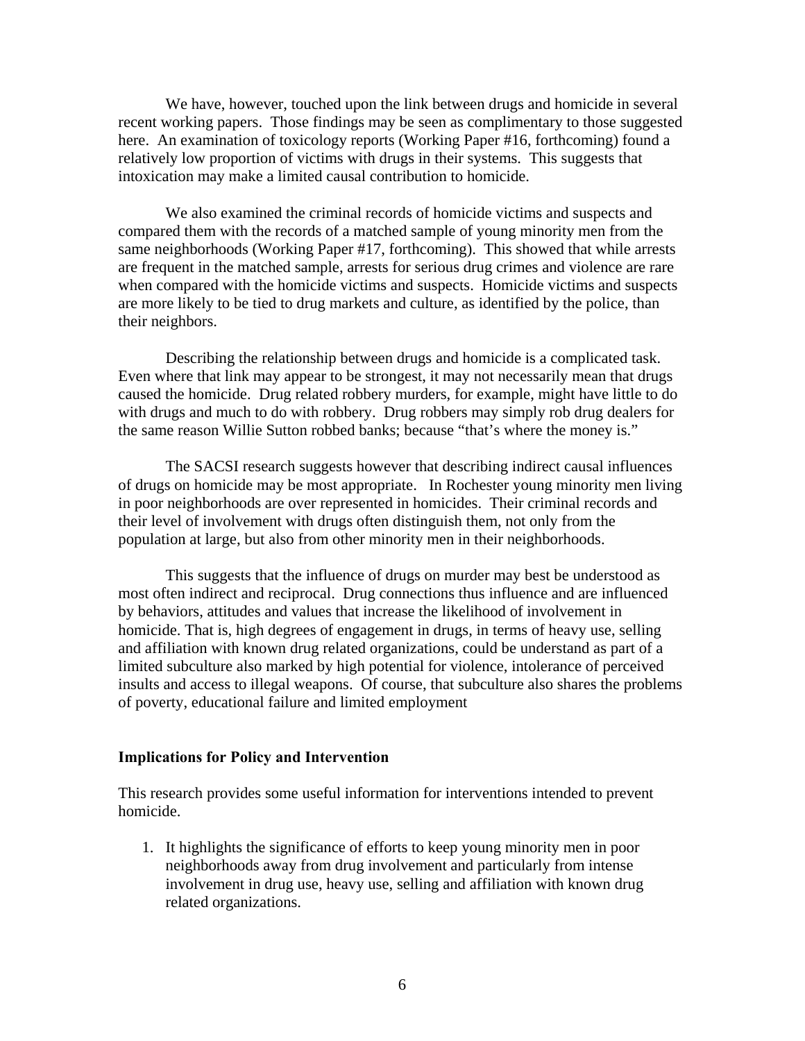We have, however, touched upon the link between drugs and homicide in several recent working papers. Those findings may be seen as complimentary to those suggested here. An examination of toxicology reports (Working Paper #16, forthcoming) found a relatively low proportion of victims with drugs in their systems. This suggests that intoxication may make a limited causal contribution to homicide.

We also examined the criminal records of homicide victims and suspects and compared them with the records of a matched sample of young minority men from the same neighborhoods (Working Paper #17, forthcoming). This showed that while arrests are frequent in the matched sample, arrests for serious drug crimes and violence are rare when compared with the homicide victims and suspects. Homicide victims and suspects are more likely to be tied to drug markets and culture, as identified by the police, than their neighbors.

Describing the relationship between drugs and homicide is a complicated task. Even where that link may appear to be strongest, it may not necessarily mean that drugs caused the homicide. Drug related robbery murders, for example, might have little to do with drugs and much to do with robbery. Drug robbers may simply rob drug dealers for the same reason Willie Sutton robbed banks; because "that's where the money is."

The SACSI research suggests however that describing indirect causal influences of drugs on homicide may be most appropriate. In Rochester young minority men living in poor neighborhoods are over represented in homicides. Their criminal records and their level of involvement with drugs often distinguish them, not only from the population at large, but also from other minority men in their neighborhoods.

This suggests that the influence of drugs on murder may best be understood as most often indirect and reciprocal. Drug connections thus influence and are influenced by behaviors, attitudes and values that increase the likelihood of involvement in homicide. That is, high degrees of engagement in drugs, in terms of heavy use, selling and affiliation with known drug related organizations, could be understand as part of a limited subculture also marked by high potential for violence, intolerance of perceived insults and access to illegal weapons. Of course, that subculture also shares the problems of poverty, educational failure and limited employment

**Implications for Policy and Intervention**

This research provides some useful information for interventions intended to prevent homicide.

1. It highlights the significance of efforts to keep young minority men in poor neighborhoods away from drug involvement and particularly from intense involvement in drug use, heavy use, selling and affiliation with known drug related organizations.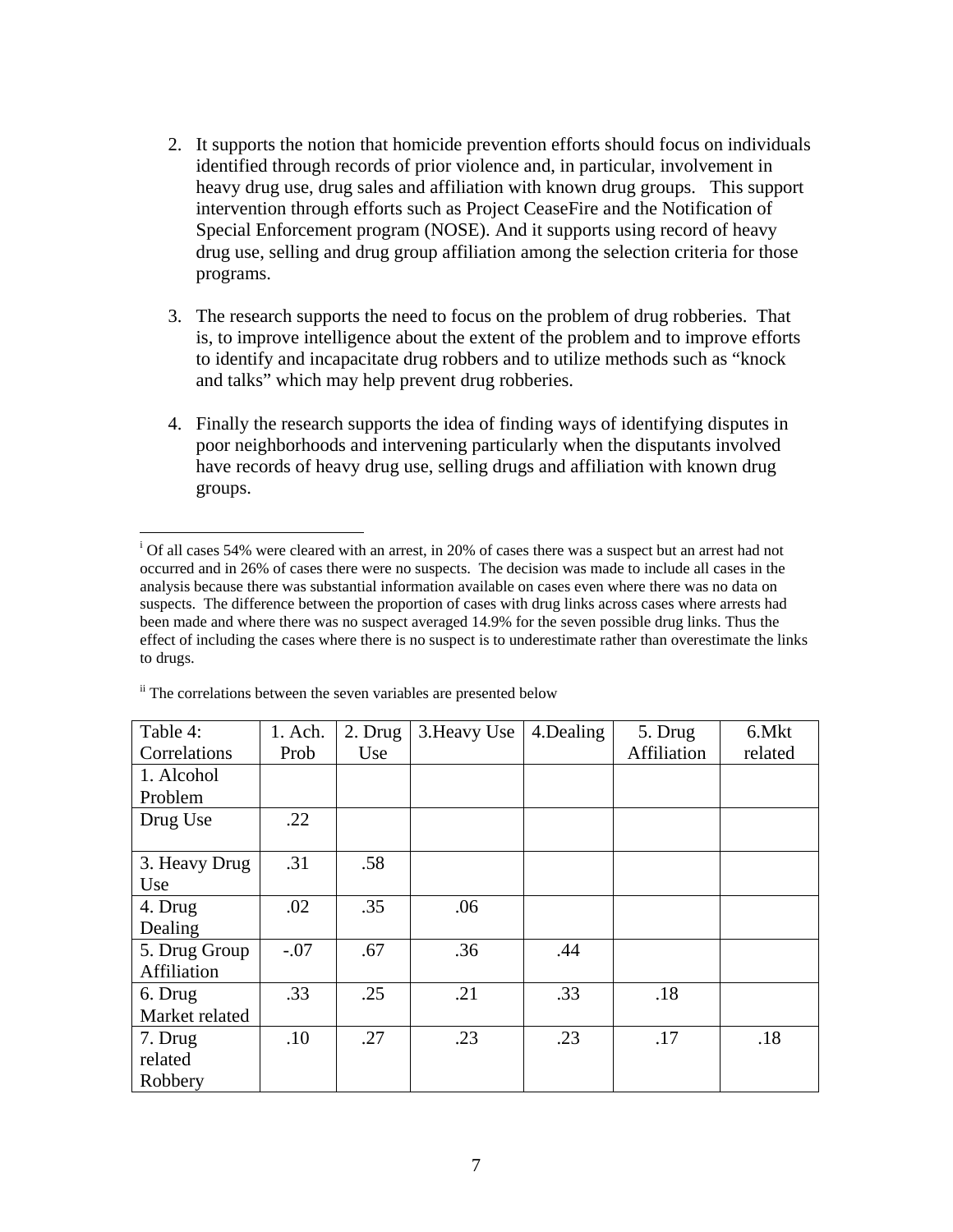2. It supports the notion that homicide prevention efforts should focus on individuals identified through records of prior violence and, in particular, involvement in heavy drug use, drug sales and affiliation with known drug groups. This support intervention through efforts such as Project CeaseFire and the Notification of Special Enforcement program (NOSE). And it supports using record of heavy drug use, selling and drug group affiliation among the selection criteria for those programs.

3. The research supports the need to focus on the problem of drug robberies. That is, to improve intelligence about the extent of the problem and to improve efforts to identify and incapacitate drug robbers and to utilize methods such as "knock and talks" which may help prevent drug robberies.

4. Finally the research supports the idea of finding ways of identifying disputes in poor neighborhoods and intervening particularly when the disputants involved have records of heavy drug use, selling drugs and affiliation with known drug groups.

---

[i] Of all cases 54% were cleared with an arrest, in 20% of cases there was a suspect but an arrest had not occurred and in 26% of cases there were no suspects. The decision was made to include all cases in the analysis because there was substantial information available on cases even where there was no data on suspects. The difference between the proportion of cases with drug links across cases where arrests had been made and where there was no suspect averaged 14.9% for the seven possible drug links. Thus the effect of including the cases where there is no suspect is to underestimate rather than overestimate the links to drugs.

[ii] The correlations between the seven variables are presented below

| Table 4: Correlations | 1. Ach. Prob | 2. Drug Use | 3.Heavy Use | 4.Dealing | 5. Drug Affiliation | 6.Mkt related |
|---|---|---|---|---|---|---|
| 1. Alcohol Problem | | | | | | |
| Drug Use | .22 | | | | | |
| 3. Heavy Drug Use | .31 | .58 | | | | |
| 4. Drug Dealing | .02 | .35 | .06 | | | |
| 5. Drug Group Affiliation | -.07 | .67 | .36 | .44 | | |
| 6. Drug Market related | .33 | .25 | .21 | .33 | .18 | |
| 7. Drug related Robbery | .10 | .27 | .23 | .23 | .17 | .18 |